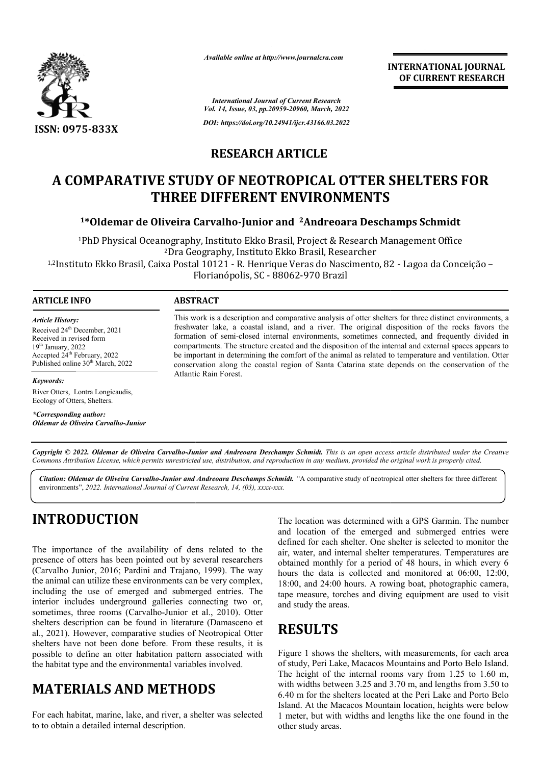*Available online at http://www.journalcra.com*

**INTERNATIONAL JOURNAL OF CURRENT RESEARCH**

ISSN: 0975-833X

*International Journal of Current Research*
*Vol. 14, Issue, 03, pp.20959-20960, March, 2022*

*DOI: https://doi.org/10.24941/ijcr.43166.03.2022*

**RESEARCH ARTICLE**

# A COMPARATIVE STUDY OF NEOTROPICAL OTTER SHELTERS FOR THREE DIFFERENT ENVIRONMENTS

**[1]*Oldemar de Oliveira Carvalho-Junior and [2]Andreoara Deschamps Schmidt**

[1]PhD Physical Oceanography, Instituto Ekko Brasil, Project & Research Management Office
[2]Dra Geography, Instituto Ekko Brasil, Researcher
[1,2]Instituto Ekko Brasil, Caixa Postal 10121 - R. Henrique Veras do Nascimento, 82 - Lagoa da Conceição – Florianópolis, SC - 88062-970 Brazil

**ARTICLE INFO**

*Article History:*
Received 24th December, 2021
Received in revised form
19th January, 2022
Accepted 24th February, 2022
Published online 30th March, 2022

*Keywords:*
River Otters, Lontra Longicaudis, Ecology of Otters, Shelters.

*\*Corresponding author:*
*Oldemar de Oliveira Carvalho-Junior*

**ABSTRACT**

This work is a description and comparative analysis of otter shelters for three distinct environments, a freshwater lake, a coastal island, and a river. The original disposition of the rocks favors the formation of semi-closed internal environments, sometimes connected, and frequently divided in compartments. The structure created and the disposition of the internal and external spaces appears to be important in determining the comfort of the animal as related to temperature and ventilation. Otter conservation along the coastal region of Santa Catarina state depends on the conservation of the Atlantic Rain Forest.

*Copyright © 2022. Oldemar de Oliveira Carvalho-Junior and Andreoara Deschamps Schmidt. This is an open access article distributed under the Creative Commons Attribution License, which permits unrestricted use, distribution, and reproduction in any medium, provided the original work is properly cited.*

***Citation:** Oldemar de Oliveira Carvalho-Junior and Andreoara Deschamps Schmidt. "A comparative study of neotropical otter shelters for three different environments", 2022. International Journal of Current Research, 14, (03), xxxx-xxx.*

## INTRODUCTION

The importance of the availability of dens related to the presence of otters has been pointed out by several researchers (Carvalho Junior, 2016; Pardini and Trajano, 1999). The way the animal can utilize these environments can be very complex, including the use of emerged and submerged entries. The interior includes underground galleries connecting two or, sometimes, three rooms (Carvalho-Junior et al., 2010). Otter shelters description can be found in literature (Damasceno et al., 2021). However, comparative studies of Neotropical Otter shelters have not been done before. From these results, it is possible to define an otter habitation pattern associated with the habitat type and the environmental variables involved.

## MATERIALS AND METHODS

For each habitat, marine, lake, and river, a shelter was selected to to obtain a detailed internal description. The location was determined with a GPS Garmin. The number and location of the emerged and submerged entries were defined for each shelter. One shelter is selected to monitor the air, water, and internal shelter temperatures. Temperatures are obtained monthly for a period of 48 hours, in which every 6 hours the data is collected and monitored at 06:00, 12:00, 18:00, and 24:00 hours. A rowing boat, photographic camera, tape measure, torches and diving equipment are used to visit and study the areas.

## RESULTS

Figure 1 shows the shelters, with measurements, for each area of study, Peri Lake, Macacos Mountains and Porto Belo Island. The height of the internal rooms vary from 1.25 to 1.60 m, with widths between 3.25 and 3.70 m, and lengths from 3.50 to 6.40 m for the shelters located at the Peri Lake and Porto Belo Island. At the Macacos Mountain location, heights were below 1 meter, but with widths and lengths like the one found in the other study areas.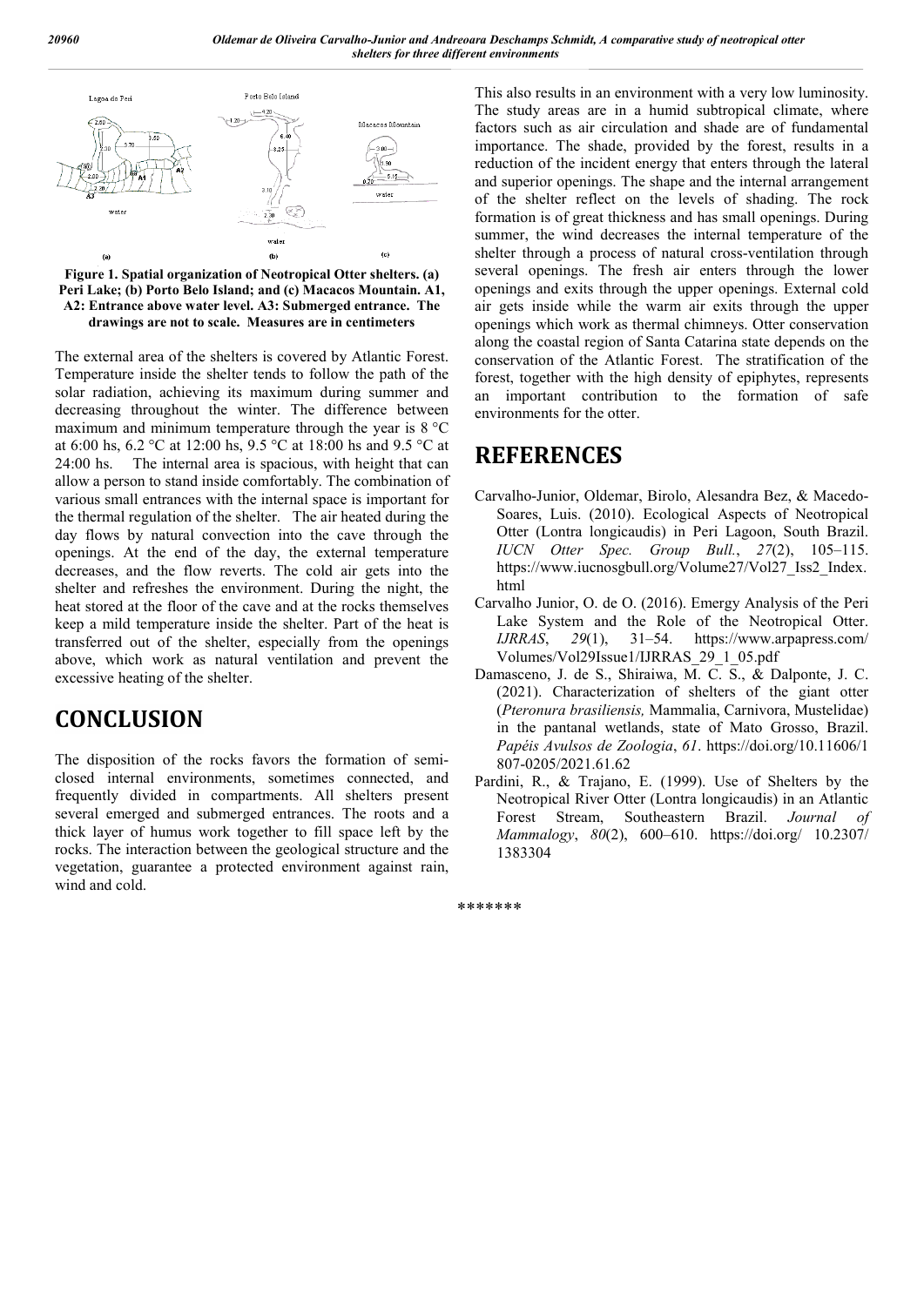Lagoa do Peri

Porto Belo Island

Macacos Mountain

2.60
3.70
3.60
3.30
2.90
2.00
3.20
A1
A2
A3
water

1.20
4.20
6.40
8.25
3.10
2.30
water

3.00
1.30
0.70
5.15
water

(a) (b) (c)

**Figure 1. Spatial organization of Neotropical Otter shelters. (a) Peri Lake; (b) Porto Belo Island; and (c) Macacos Mountain. A1, A2: Entrance above water level. A3: Submerged entrance. The drawings are not to scale. Measures are in centimeters**

The external area of the shelters is covered by Atlantic Forest. Temperature inside the shelter tends to follow the path of the solar radiation, achieving its maximum during summer and decreasing throughout the winter. The difference between maximum and minimum temperature through the year is 8 °C at 6:00 hs, 6.2 °C at 12:00 hs, 9.5 °C at 18:00 hs and 9.5 °C at 24:00 hs. The internal area is spacious, with height that can allow a person to stand inside comfortably. The combination of various small entrances with the internal space is important for the thermal regulation of the shelter. The air heated during the day flows by natural convection into the cave through the openings. At the end of the day, the external temperature decreases, and the flow reverts. The cold air gets into the shelter and refreshes the environment. During the night, the heat stored at the floor of the cave and at the rocks themselves keep a mild temperature inside the shelter. Part of the heat is transferred out of the shelter, especially from the openings above, which work as natural ventilation and prevent the excessive heating of the shelter.

# CONCLUSION

The disposition of the rocks favors the formation of semi-closed internal environments, sometimes connected, and frequently divided in compartments. All shelters present several emerged and submerged entrances. The roots and a thick layer of humus work together to fill space left by the rocks. The interaction between the geological structure and the vegetation, guarantee a protected environment against rain, wind and cold. This also results in an environment with a very low luminosity. The study areas are in a humid subtropical climate, where factors such as air circulation and shade are of fundamental importance. The shade, provided by the forest, results in a reduction of the incident energy that enters through the lateral and superior openings. The shape and the internal arrangement of the shelter reflect on the levels of shading. The rock formation is of great thickness and has small openings. During summer, the wind decreases the internal temperature of the shelter through a process of natural cross-ventilation through several openings. The fresh air enters through the lower openings and exits through the upper openings. External cold air gets inside while the warm air exits through the upper openings which work as thermal chimneys. Otter conservation along the coastal region of Santa Catarina state depends on the conservation of the Atlantic Forest. The stratification of the forest, together with the high density of epiphytes, represents an important contribution to the formation of safe environments for the otter.

# REFERENCES

Carvalho-Junior, Oldemar, Birolo, Alesandra Bez, & Macedo-Soares, Luis. (2010). Ecological Aspects of Neotropical Otter (Lontra longicaudis) in Peri Lagoon, South Brazil. *IUCN Otter Spec. Group Bull.*, *27*(2), 105–115. https://www.iucnosgbull.org/Volume27/Vol27_Iss2_Index.html

Carvalho Junior, O. de O. (2016). Emergy Analysis of the Peri Lake System and the Role of the Neotropical Otter. *IJRRAS*, *29*(1), 31–54. https://www.arpapress.com/Volumes/Vol29Issue1/IJRRAS_29_1_05.pdf

Damasceno, J. de S., Shiraiwa, M. C. S., & Dalponte, J. C. (2021). Characterization of shelters of the giant otter (*Pteronura brasiliensis,* Mammalia, Carnivora, Mustelidae) in the pantanal wetlands, state of Mato Grosso, Brazil. *Papéis Avulsos de Zoologia*, *61*. https://doi.org/10.11606/1807-0205/2021.61.62

Pardini, R., & Trajano, E. (1999). Use of Shelters by the Neotropical River Otter (Lontra longicaudis) in an Atlantic Forest Stream, Southeastern Brazil. *Journal of Mammalogy*, *80*(2), 600–610. https://doi.org/ 10.2307/1383304

\*\*\*\*\*\*\*